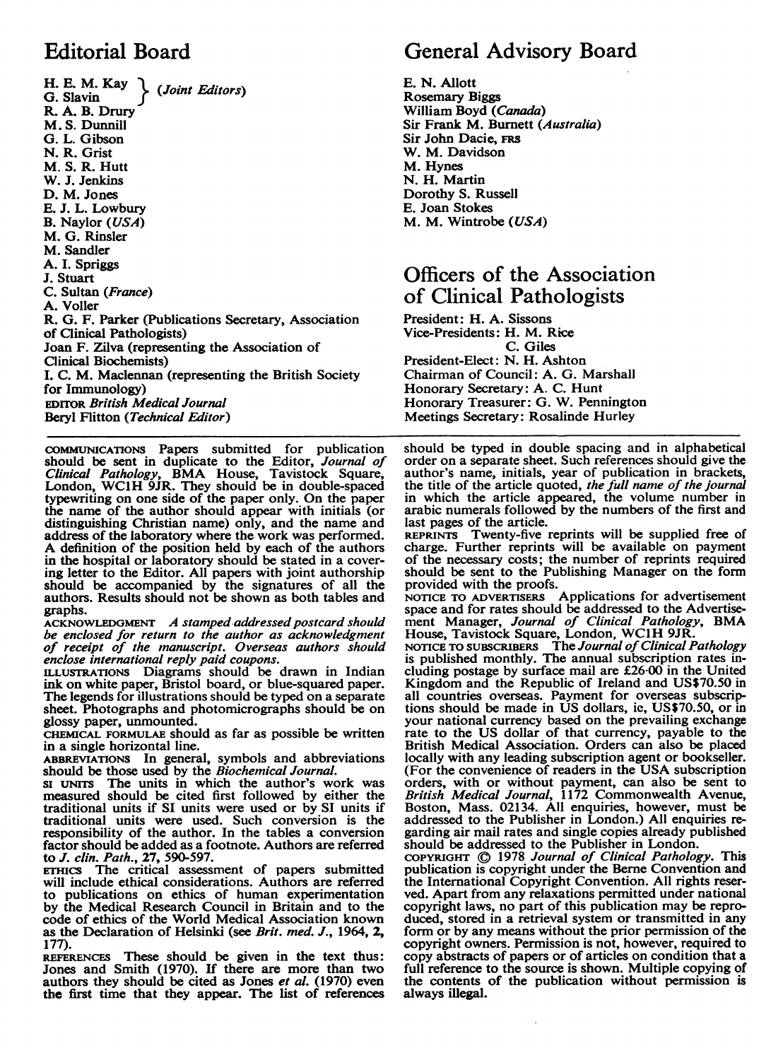## Editorial Board

H. E. M. Kay
G. Slavin } (*Joint Editors*)
R. A. B. Drury
M. S. Dunnill
G. L. Gibson
N. R. Grist
M. S. R. Hutt
W. J. Jenkins
D. M. Jones
E. J. L. Lowbury
B. Naylor (*USA*)
M. G. Rinsler
M. Sandler
A. I. Spriggs
J. Stuart
C. Sultan (*France*)
A. Voller
R. G. F. Parker (Publications Secretary, Association of Clinical Pathologists)
Joan F. Zilva (representing the Association of Clinical Biochemists)
I. C. M. Maclennan (representing the British Society for Immunology)
EDITOR *British Medical Journal*
Beryl Flitton (*Technical Editor*)

## General Advisory Board

E. N. Allott
Rosemary Biggs
William Boyd (*Canada*)
Sir Frank M. Burnett (*Australia*)
Sir John Dacie, FRS
W. M. Davidson
M. Hynes
N. H. Martin
Dorothy S. Russell
E. Joan Stokes
M. M. Wintrobe (*USA*)

## Officers of the Association of Clinical Pathologists

President: H. A. Sissons
Vice-Presidents: H. M. Rice
C. Giles
President-Elect: N. H. Ashton
Chairman of Council: A. G. Marshall
Honorary Secretary: A. C. Hunt
Honorary Treasurer: G. W. Pennington
Meetings Secretary: Rosalinde Hurley

---

COMMUNICATIONS Papers submitted for publication should be sent in duplicate to the Editor, *Journal of Clinical Pathology*, BMA House, Tavistock Square, London, WC1H 9JR. They should be in double-spaced typewriting on one side of the paper only. On the paper the name of the author should appear with initials (or distinguishing Christian name) only, and the name and address of the laboratory where the work was performed. A definition of the position held by each of the authors in the hospital or laboratory should be stated in a covering letter to the Editor. All papers with joint authorship should be accompanied by the signatures of all the authors. Results should not be shown as both tables and graphs.

ACKNOWLEDGMENT *A stamped addressed postcard should be enclosed for return to the author as acknowledgment of receipt of the manuscript. Overseas authors should enclose international reply paid coupons.*

ILLUSTRATIONS Diagrams should be drawn in Indian ink on white paper, Bristol board, or blue-squared paper. The legends for illustrations should be typed on a separate sheet. Photographs and photomicrographs should be on glossy paper, unmounted.

CHEMICAL FORMULAE should as far as possible be written in a single horizontal line.

ABBREVIATIONS In general, symbols and abbreviations should be those used by the *Biochemical Journal*.

SI UNITS The units in which the author's work was measured should be cited first followed by either the traditional units if SI units were used or by SI units if traditional units were used. Such conversion is the responsibility of the author. In the tables a conversion factor should be added as a footnote. Authors are referred to *J. clin. Path.*, **27**, 590-597.

ETHICS The critical assessment of papers submitted will include ethical considerations. Authors are referred to publications on ethics of human experimentation by the Medical Research Council in Britain and to the code of ethics of the World Medical Association known as the Declaration of Helsinki (see *Brit. med. J.*, 1964, **2**, 177).

REFERENCES These should be given in the text thus: Jones and Smith (1970). If there are more than two authors they should be cited as Jones *et al.* (1970) even the first time that they appear. The list of references should be typed in double spacing and in alphabetical order on a separate sheet. Such references should give the author's name, initials, year of publication in brackets, the title of the article quoted, *the full name of the journal* in which the article appeared, the volume number in arabic numerals followed by the numbers of the first and last pages of the article.

REPRINTS Twenty-five reprints will be supplied free of charge. Further reprints will be available on payment of the necessary costs; the number of reprints required should be sent to the Publishing Manager on the form provided with the proofs.

NOTICE TO ADVERTISERS Applications for advertisement space and for rates should be addressed to the Advertisement Manager, *Journal of Clinical Pathology*, BMA House, Tavistock Square, London, WC1H 9JR.

NOTICE TO SUBSCRIBERS The *Journal of Clinical Pathology* is published monthly. The annual subscription rates including postage by surface mail are £26·00 in the United Kingdom and the Republic of Ireland and US$70.50 in all countries overseas. Payment for overseas subscriptions should be made in US dollars, ie, US$70.50, or in your national currency based on the prevailing exchange rate to the US dollar of that currency, payable to the British Medical Association. Orders can also be placed locally with any leading subscription agent or bookseller. (For the convenience of readers in the USA subscription orders, with or without payment, can also be sent to *British Medical Journal*, 1172 Commonwealth Avenue, Boston, Mass. 02134. All enquiries, however, must be addressed to the Publisher in London.) All enquiries regarding air mail rates and single copies already published should be addressed to the Publisher in London.

COPYRIGHT © 1978 *Journal of Clinical Pathology*. This publication is copyright under the Berne Convention and the International Copyright Convention. All rights reserved. Apart from any relaxations permitted under national copyright laws, no part of this publication may be reproduced, stored in a retrieval system or transmitted in any form or by any means without the prior permission of the copyright owners. Permission is not, however, required to copy abstracts of papers or of articles on condition that a full reference to the source is shown. Multiple copying of the contents of the publication without permission is always illegal.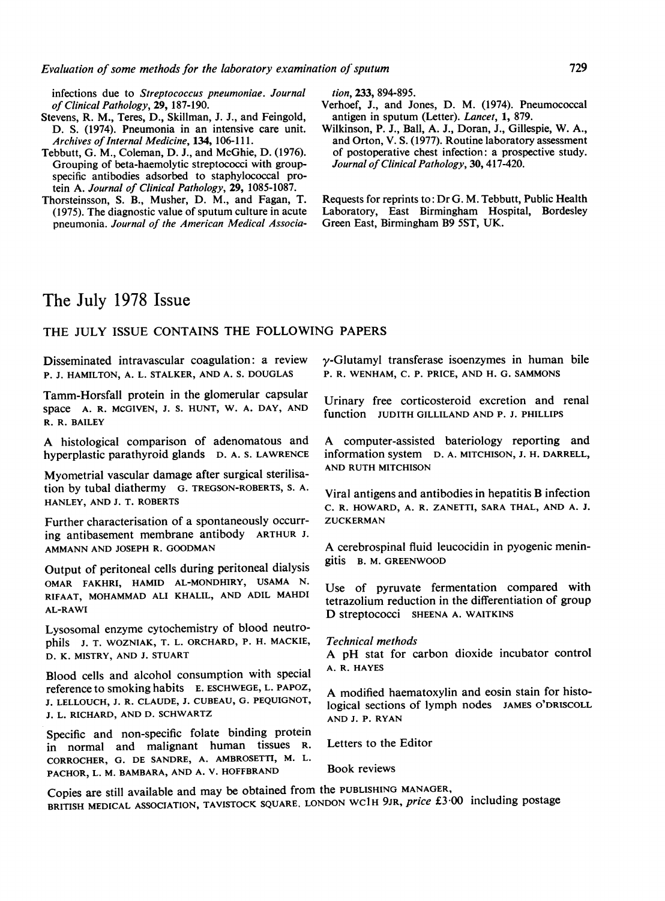infections due to *Streptococcus pneumoniae*. *Journal of Clinical Pathology*, **29**, 187-190.

Stevens, R. M., Teres, D., Skillman, J. J., and Feingold, D. S. (1974). Pneumonia in an intensive care unit. *Archives of Internal Medicine*, **134**, 106-111.

Tebbutt, G. M., Coleman, D. J., and McGhie, D. (1976). Grouping of beta-haemolytic streptococci with group-specific antibodies adsorbed to staphylococcal protein A. *Journal of Clinical Pathology*, **29**, 1085-1087.

Thorsteinsson, S. B., Musher, D. M., and Fagan, T. (1975). The diagnostic value of sputum culture in acute pneumonia. *Journal of the American Medical Association*, **233**, 894-895.

Verhoef, J., and Jones, D. M. (1974). Pneumococcal antigen in sputum (Letter). *Lancet*, **1**, 879.

Wilkinson, P. J., Ball, A. J., Doran, J., Gillespie, W. A., and Orton, V. S. (1977). Routine laboratory assessment of postoperative chest infection: a prospective study. *Journal of Clinical Pathology*, **30**, 417-420.

Requests for reprints to: Dr G. M. Tebbutt, Public Health Laboratory, East Birmingham Hospital, Bordesley Green East, Birmingham B9 5ST, UK.

# The July 1978 Issue

## THE JULY ISSUE CONTAINS THE FOLLOWING PAPERS

Disseminated intravascular coagulation: a review P. J. HAMILTON, A. L. STALKER, AND A. S. DOUGLAS

Tamm-Horsfall protein in the glomerular capsular space A. R. MCGIVEN, J. S. HUNT, W. A. DAY, AND R. R. BAILEY

A histological comparison of adenomatous and hyperplastic parathyroid glands D. A. S. LAWRENCE

Myometrial vascular damage after surgical sterilisation by tubal diathermy G. TREGSON-ROBERTS, S. A. HANLEY, AND J. T. ROBERTS

Further characterisation of a spontaneously occurring antibasement membrane antibody ARTHUR J. AMMANN AND JOSEPH R. GOODMAN

Output of peritoneal cells during peritoneal dialysis OMAR FAKHRI, HAMID AL-MONDHIRY, USAMA N. RIFAAT, MOHAMMAD ALI KHALIL, AND ADIL MAHDI AL-RAWI

Lysosomal enzyme cytochemistry of blood neutrophils J. T. WOZNIAK, T. L. ORCHARD, P. H. MACKIE, D. K. MISTRY, AND J. STUART

Blood cells and alcohol consumption with special reference to smoking habits E. ESCHWEGE, L. PAPOZ, J. LELLOUCH, J. R. CLAUDE, J. CUBEAU, G. PEQUIGNOT, J. L. RICHARD, AND D. SCHWARTZ

Specific and non-specific folate binding protein in normal and malignant human tissues R. CORROCHER, G. DE SANDRE, A. AMBROSETTI, M. L. PACHOR, L. M. BAMBARA, AND A. V. HOFFBRAND

$\gamma$-Glutamyl transferase isoenzymes in human bile P. R. WENHAM, C. P. PRICE, AND H. G. SAMMONS

Urinary free corticosteroid excretion and renal function JUDITH GILLILAND AND P. J. PHILLIPS

A computer-assisted bateriology reporting and information system D. A. MITCHISON, J. H. DARRELL, AND RUTH MITCHISON

Viral antigens and antibodies in hepatitis B infection C. R. HOWARD, A. R. ZANETTI, SARA THAL, AND A. J. ZUCKERMAN

A cerebrospinal fluid leucocidin in pyogenic meningitis B. M. GREENWOOD

Use of pyruvate fermentation compared with tetrazolium reduction in the differentiation of group D streptococci SHEENA A. WAITKINS

*Technical methods*

A pH stat for carbon dioxide incubator control A. R. HAYES

A modified haematoxylin and eosin stain for histological sections of lymph nodes JAMES O'DRISCOLL AND J. P. RYAN

Letters to the Editor

Book reviews

Copies are still available and may be obtained from the PUBLISHING MANAGER, BRITISH MEDICAL ASSOCIATION, TAVISTOCK SQUARE, LONDON WC1H 9JR, *price* £3·00 including postage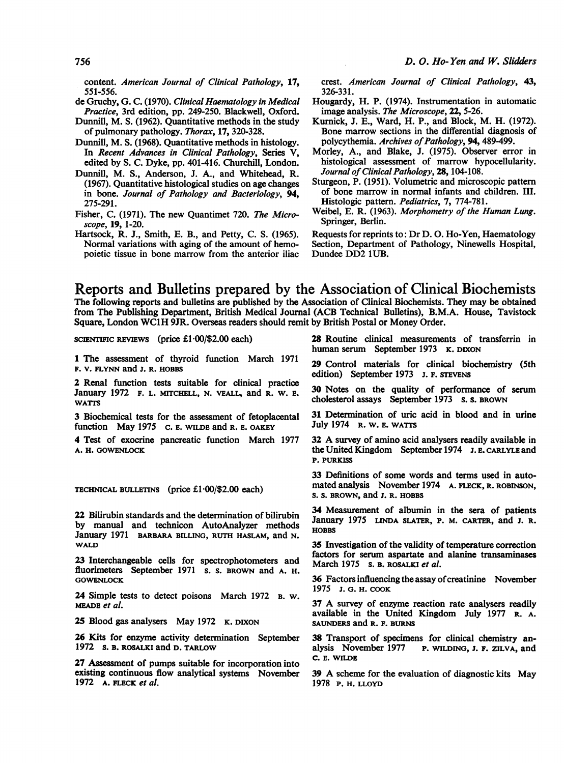content. *American Journal of Clinical Pathology*, **17**, 551-556.

de Gruchy, G. C. (1970). *Clinical Haematology in Medical Practice*, 3rd edition, pp. 249-250. Blackwell, Oxford.

Dunnill, M. S. (1962). Quantitative methods in the study of pulmonary pathology. *Thorax*, **17**, 320-328.

Dunnill, M. S. (1968). Quantitative methods in histology. In *Recent Advances in Clinical Pathology*, Series V, edited by S. C. Dyke, pp. 401-416. Churchill, London.

Dunnill, M. S., Anderson, J. A., and Whitehead, R. (1967). Quantitative histological studies on age changes in bone. *Journal of Pathology and Bacteriology*, **94**, 275-291.

Fisher, C. (1971). The new Quantimet 720. *The Microscope*, **19**, 1-20.

Hartsock, R. J., Smith, E. B., and Petty, C. S. (1965). Normal variations with aging of the amount of hemopoietic tissue in bone marrow from the anterior iliac crest. *American Journal of Clinical Pathology*, **43**, 326-331.

Hougardy, H. P. (1974). Instrumentation in automatic image analysis. *The Microscope*, **22**, 5-26.

Kurnick, J. E., Ward, H. P., and Block, M. H. (1972). Bone marrow sections in the differential diagnosis of polycythemia. *Archives of Pathology*, **94**, 489-499.

Morley, A., and Blake, J. (1975). Observer error in histological assessment of marrow hypocellularity. *Journal of Clinical Pathology*, **28**, 104-108.

Sturgeon, P. (1951). Volumetric and microscopic pattern of bone marrow in normal infants and children. III. Histologic pattern. *Pediatrics*, **7**, 774-781.

Weibel, E. R. (1963). *Morphometry of the Human Lung*. Springer, Berlin.

Requests for reprints to: Dr D. O. Ho-Yen, Haematology Section, Department of Pathology, Ninewells Hospital, Dundee DD2 1UB.

# Reports and Bulletins prepared by the Association of Clinical Biochemists

The following reports and bulletins are published by the Association of Clinical Biochemists. They may be obtained from The Publishing Department, British Medical Journal (ACB Technical Bulletins), B.M.A. House, Tavistock Square, London WC1H 9JR. Overseas readers should remit by British Postal or Money Order.

SCIENTIFIC REVIEWS (price £1·00/$2.00 each)

1 The assessment of thyroid function March 1971 F. V. FLYNN and J. R. HOBBS

2 Renal function tests suitable for clinical practice January 1972 F. L. MITCHELL, N. VEALL, and R. W. E. WATTS

3 Biochemical tests for the assessment of fetoplacental function May 1975 C. E. WILDE and R. E. OAKEY

4 Test of exocrine pancreatic function March 1977 A. H. GOWENLOCK

TECHNICAL BULLETINS (price £1·00/$2.00 each)

22 Bilirubin standards and the determination of bilirubin by manual and technicon AutoAnalyzer methods January 1971 BARBARA BILLING, RUTH HASLAM, and N. WALD

23 Interchangeable cells for spectrophotometers and fluorimeters September 1971 S. S. BROWN and A. H. GOWENLOCK

24 Simple tests to detect poisons March 1972 B. W. MEADE *et al.*

25 Blood gas analysers May 1972 K. DIXON

26 Kits for enzyme activity determination September 1972 S. B. ROSALKI and D. TARLOW

27 Assessment of pumps suitable for incorporation into existing continuous flow analytical systems November 1972 A. FLECK *et al.*

28 Routine clinical measurements of transferrin in human serum September 1973 K. DIXON

29 Control materials for clinical biochemistry (5th edition) September 1973 J. F. STEVENS

30 Notes on the quality of performance of serum cholesterol assays September 1973 S. S. BROWN

31 Determination of uric acid in blood and in urine July 1974 R. W. E. WATTS

32 A survey of amino acid analysers readily available in the United Kingdom September 1974 J. E. CARLYLE and P. PURKISS

33 Definitions of some words and terms used in automated analysis November 1974 A. FLECK, R. ROBINSON, S. S. BROWN, and J. R. HOBBS

34 Measurement of albumin in the sera of patients January 1975 LINDA SLATER, P. M. CARTER, and J. R. HOBBS

35 Investigation of the validity of temperature correction factors for serum aspartate and alanine transaminases March 1975 S. B. ROSALKI *et al.*

36 Factors influencing the assay of creatinine November 1975 J. G. H. COOK

37 A survey of enzyme reaction rate analysers readily available in the United Kingdom July 1977 R. A. SAUNDERS and R. F. BURNS

38 Transport of specimens for clinical chemistry analysis November 1977 P. WILDING, J. F. ZILVA, and C. E. WILDE

39 A scheme for the evaluation of diagnostic kits May 1978 P. H. LLOYD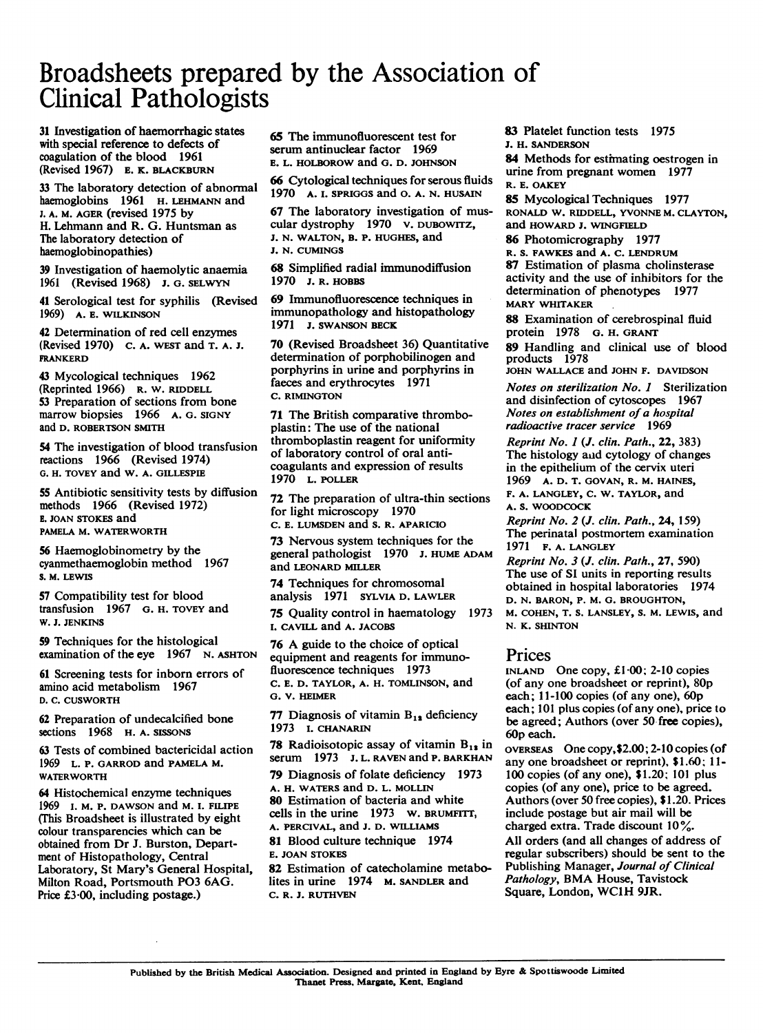# Broadsheets prepared by the Association of Clinical Pathologists

**31** Investigation of haemorrhagic states with special reference to defects of coagulation of the blood 1961 (Revised 1967) E. K. BLACKBURN

**33** The laboratory detection of abnormal haemoglobins 1961 H. LEHMANN and J. A. M. AGER (revised 1975 by H. Lehmann and R. G. Huntsman as The laboratory detection of haemoglobinopathies)

**39** Investigation of haemolytic anaemia 1961 (Revised 1968) J. G. SELWYN

**41** Serological test for syphilis (Revised 1969) A. E. WILKINSON

**42** Determination of red cell enzymes (Revised 1970) C. A. WEST and T. A. J. PRANKERD

**43** Mycological techniques 1962 (Reprinted 1966) R. W. RIDDELL

**53** Preparation of sections from bone marrow biopsies 1966 A. G. SIGNY and D. ROBERTSON SMITH

**54** The investigation of blood transfusion reactions 1966 (Revised 1974) G. H. TOVEY and W. A. GILLESPIE

**55** Antibiotic sensitivity tests by diffusion methods 1966 (Revised 1972) E. JOAN STOKES and PAMELA M. WATERWORTH

**56** Haemoglobinometry by the cyanmethaemoglobin method 1967 S. M. LEWIS

**57** Compatibility test for blood transfusion 1967 G. H. TOVEY and W. J. JENKINS

**59** Techniques for the histological examination of the eye 1967 N. ASHTON

**61** Screening tests for inborn errors of amino acid metabolism 1967 D. C. CUSWORTH

**62** Preparation of undecalcified bone sections 1968 H. A. SISSONS

**63** Tests of combined bactericidal action 1969 L. P. GARROD and PAMELA M. WATERWORTH

**64** Histochemical enzyme techniques 1969 I. M. P. DAWSON and M. I. FILIPE (This Broadsheet is illustrated by eight colour transparencies which can be obtained from Dr J. Burston, Department of Histopathology, Central Laboratory, St Mary's General Hospital, Milton Road, Portsmouth PO3 6AG. Price £3·00, including postage.)

**65** The immunofluorescent test for serum antinuclear factor 1969 E. L. HOLBOROW and G. D. JOHNSON

**66** Cytological techniques for serous fluids 1970 A. I. SPRIGGS and O. A. N. HUSAIN

**67** The laboratory investigation of muscular dystrophy 1970 V. DUBOWITZ, J. N. WALTON, B. P. HUGHES, and J. N. CUMINGS

**68** Simplified radial immunodiffusion 1970 J. R. HOBBS

**69** Immunofluorescence techniques in immunopathology and histopathology 1971 J. SWANSON BECK

**70** (Revised Broadsheet 36) Quantitative determination of porphobilinogen and porphyrins in urine and porphyrins in faeces and erythrocytes 1971 C. RIMINGTON

**71** The British comparative thromboplastin: The use of the national thromboplastin reagent for uniformity of laboratory control of oral anticoagulants and expression of results 1970 L. POLLER

**72** The preparation of ultra-thin sections for light microscopy 1970 C. E. LUMSDEN and S. R. APARICIO

**73** Nervous system techniques for the general pathologist 1970 J. HUME ADAM and LEONARD MILLER

**74** Techniques for chromosomal analysis 1971 SYLVIA D. LAWLER

**75** Quality control in haematology 1973 I. CAVILL and A. JACOBS

**76** A guide to the choice of optical equipment and reagents for immunofluorescence techniques 1973 C. E. D. TAYLOR, A. H. TOMLINSON, and G. V. HEIMER

**77** Diagnosis of vitamin $B_{12}$ deficiency 1973 I. CHANARIN

**78** Radioisotopic assay of vitamin $B_{12}$ in serum 1973 J. L. RAVEN and P. BARKHAN

**79** Diagnosis of folate deficiency 1973 A. H. WATERS and D. L. MOLLIN

**80** Estimation of bacteria and white cells in the urine 1973 W. BRUMFITT, A. PERCIVAL, and J. D. WILLIAMS

**81** Blood culture technique 1974 E. JOAN STOKES

**82** Estimation of catecholamine metabolites in urine 1974 M. SANDLER and C. R. J. RUTHVEN

**83** Platelet function tests 1975 J. H. SANDERSON

**84** Methods for estimating oestrogen in urine from pregnant women 1977 R. E. OAKEY

**85** Mycological Techniques 1977 RONALD W. RIDDELL, YVONNE M. CLAYTON, and HOWARD J. WINGFIELD

**86** Photomicrography 1977 R. S. FAWKES and A. C. LENDRUM

**87** Estimation of plasma cholinsterase activity and the use of inhibitors for the determination of phenotypes 1977 MARY WHITAKER

**88** Examination of cerebrospinal fluid protein 1978 G. H. GRANT

**89** Handling and clinical use of blood products 1978 JOHN WALLACE and JOHN F. DAVIDSON

*Notes on sterilization No. 1* Sterilization and disinfection of cytoscopes 1967

*Notes on establishment of a hospital radioactive tracer service* 1969

*Reprint No. 1* (*J. clin. Path.*, **22**, 383) The histology and cytology of changes in the epithelium of the cervix uteri 1969 A. D. T. GOVAN, R. M. HAINES, F. A. LANGLEY, C. W. TAYLOR, and A. S. WOODCOCK

*Reprint No. 2* (*J. clin. Path.*, **24**, 159) The perinatal postmortem examination 1971 F. A. LANGLEY

*Reprint No. 3* (*J. clin. Path.*, **27**, 590) The use of SI units in reporting results obtained in hospital laboratories 1974 D. N. BARON, P. M. G. BROUGHTON, M. COHEN, T. S. LANSLEY, S. M. LEWIS, and N. K. SHINTON

## Prices

INLAND One copy, £1·00; 2-10 copies (of any one broadsheet or reprint), 80p each; 11-100 copies (of any one), 60p each; 101 plus copies (of any one), price to be agreed; Authors (over 50 free copies), 60p each.

OVERSEAS One copy, \$2.00; 2-10 copies (of any one broadsheet or reprint), \$1.60; 11-100 copies (of any one), \$1.20; 101 plus copies (of any one), price to be agreed. Authors (over 50 free copies), \$1.20. Prices include postage but air mail will be charged extra. Trade discount 10%.

All orders (and all changes of address of regular subscribers) should be sent to the Publishing Manager, *Journal of Clinical Pathology*, BMA House, Tavistock Square, London, WC1H 9JR.

Published by the British Medical Association. Designed and printed in England by Eyre & Spottiswoode Limited Thanet Press, Margate, Kent, England